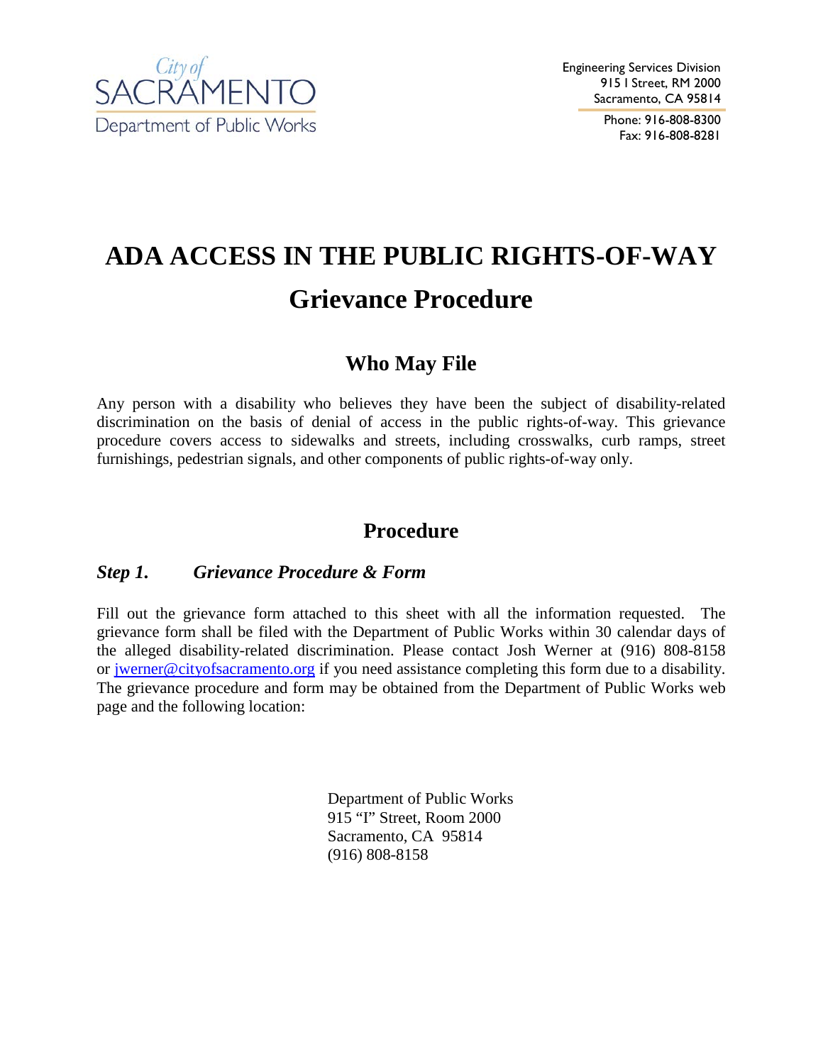City of SACRAMENTO
Department of Public Works

Engineering Services Division
915 I Street, RM 2000
Sacramento, CA 95814
Phone: 916-808-8300
Fax: 916-808-8281

# ADA ACCESS IN THE PUBLIC RIGHTS-OF-WAY

# Grievance Procedure

## Who May File

Any person with a disability who believes they have been the subject of disability-related discrimination on the basis of denial of access in the public rights-of-way. This grievance procedure covers access to sidewalks and streets, including crosswalks, curb ramps, street furnishings, pedestrian signals, and other components of public rights-of-way only.

## Procedure

### *Step 1. Grievance Procedure & Form*

Fill out the grievance form attached to this sheet with all the information requested. The grievance form shall be filed with the Department of Public Works within 30 calendar days of the alleged disability-related discrimination. Please contact Josh Werner at (916) 808-8158 or jwerner@cityofsacramento.org if you need assistance completing this form due to a disability. The grievance procedure and form may be obtained from the Department of Public Works web page and the following location:

Department of Public Works
915 "I" Street, Room 2000
Sacramento, CA 95814
(916) 808-8158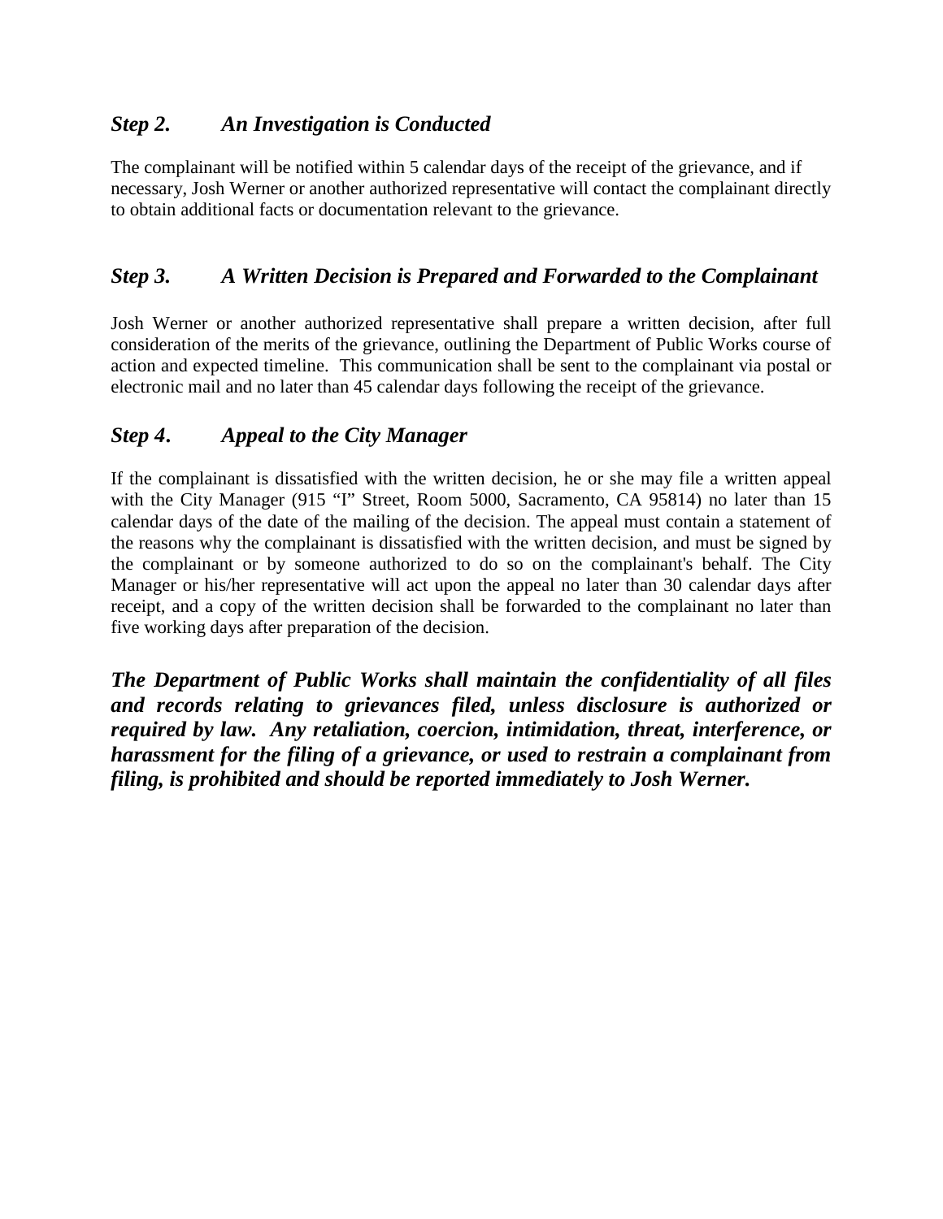### *Step 2. An Investigation is Conducted*

The complainant will be notified within 5 calendar days of the receipt of the grievance, and if necessary, Josh Werner or another authorized representative will contact the complainant directly to obtain additional facts or documentation relevant to the grievance.

### *Step 3. A Written Decision is Prepared and Forwarded to the Complainant*

Josh Werner or another authorized representative shall prepare a written decision, after full consideration of the merits of the grievance, outlining the Department of Public Works course of action and expected timeline. This communication shall be sent to the complainant via postal or electronic mail and no later than 45 calendar days following the receipt of the grievance.

### *Step 4. Appeal to the City Manager*

If the complainant is dissatisfied with the written decision, he or she may file a written appeal with the City Manager (915 "I" Street, Room 5000, Sacramento, CA 95814) no later than 15 calendar days of the date of the mailing of the decision. The appeal must contain a statement of the reasons why the complainant is dissatisfied with the written decision, and must be signed by the complainant or by someone authorized to do so on the complainant's behalf. The City Manager or his/her representative will act upon the appeal no later than 30 calendar days after receipt, and a copy of the written decision shall be forwarded to the complainant no later than five working days after preparation of the decision.

***The Department of Public Works shall maintain the confidentiality of all files and records relating to grievances filed, unless disclosure is authorized or required by law. Any retaliation, coercion, intimidation, threat, interference, or harassment for the filing of a grievance, or used to restrain a complainant from filing, is prohibited and should be reported immediately to Josh Werner.***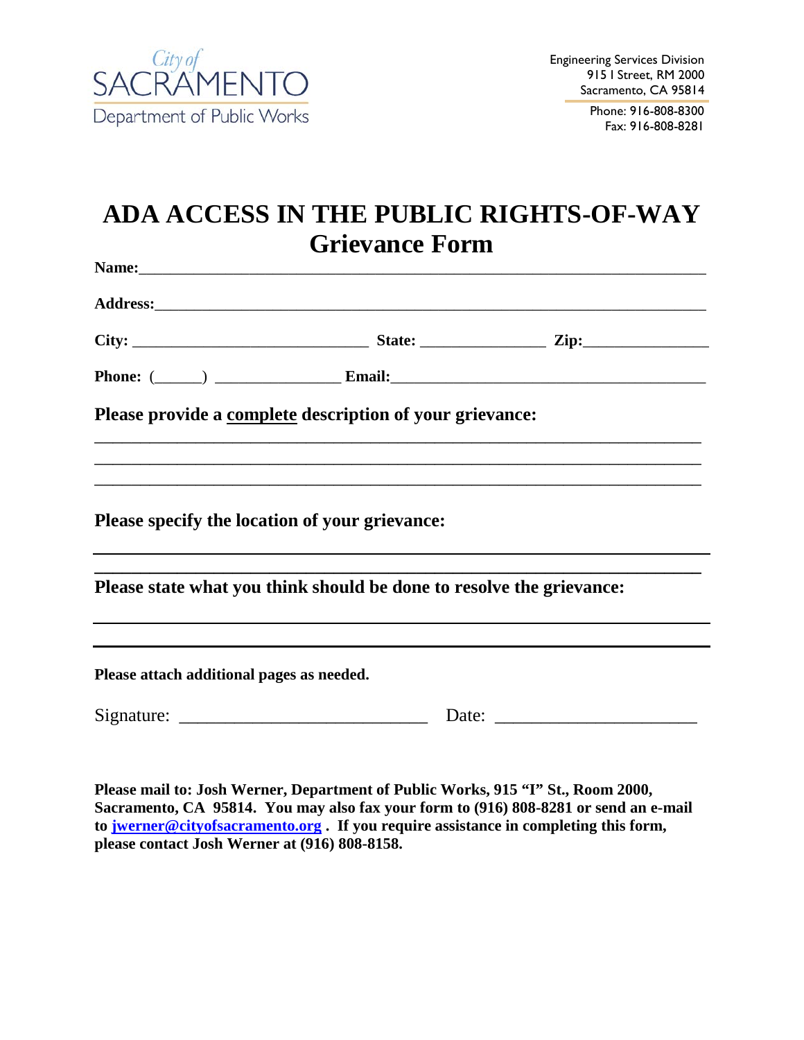City of SACRAMENTO
Department of Public Works

Engineering Services Division
915 I Street, RM 2000
Sacramento, CA 95814

Phone: 916-808-8300
Fax: 916-808-8281

# ADA ACCESS IN THE PUBLIC RIGHTS-OF-WAY
## Grievance Form

**Name:**_______________________________________________________________

**Address:**_____________________________________________________________

**City:** ___________________________ **State:** ______________ **Zip:**______________

**Phone:** (_____) ______________ **Email:**___________________________________

**Please provide a <u>complete</u> description of your grievance:**

_______________________________________________________________________
_______________________________________________________________________
_______________________________________________________________________

**Please specify the location of your grievance:**

_______________________________________________________________________
_______________________________________________________________________

**Please state what you think should be done to resolve the grievance:**

_______________________________________________________________________
_______________________________________________________________________

**Please attach additional pages as needed.**

Signature: ________________________ Date: ____________________

**Please mail to: Josh Werner, Department of Public Works, 915 "I" St., Room 2000, Sacramento, CA 95814. You may also fax your form to (916) 808-8281 or send an e-mail to jwerner@cityofsacramento.org . If you require assistance in completing this form, please contact Josh Werner at (916) 808-8158.**